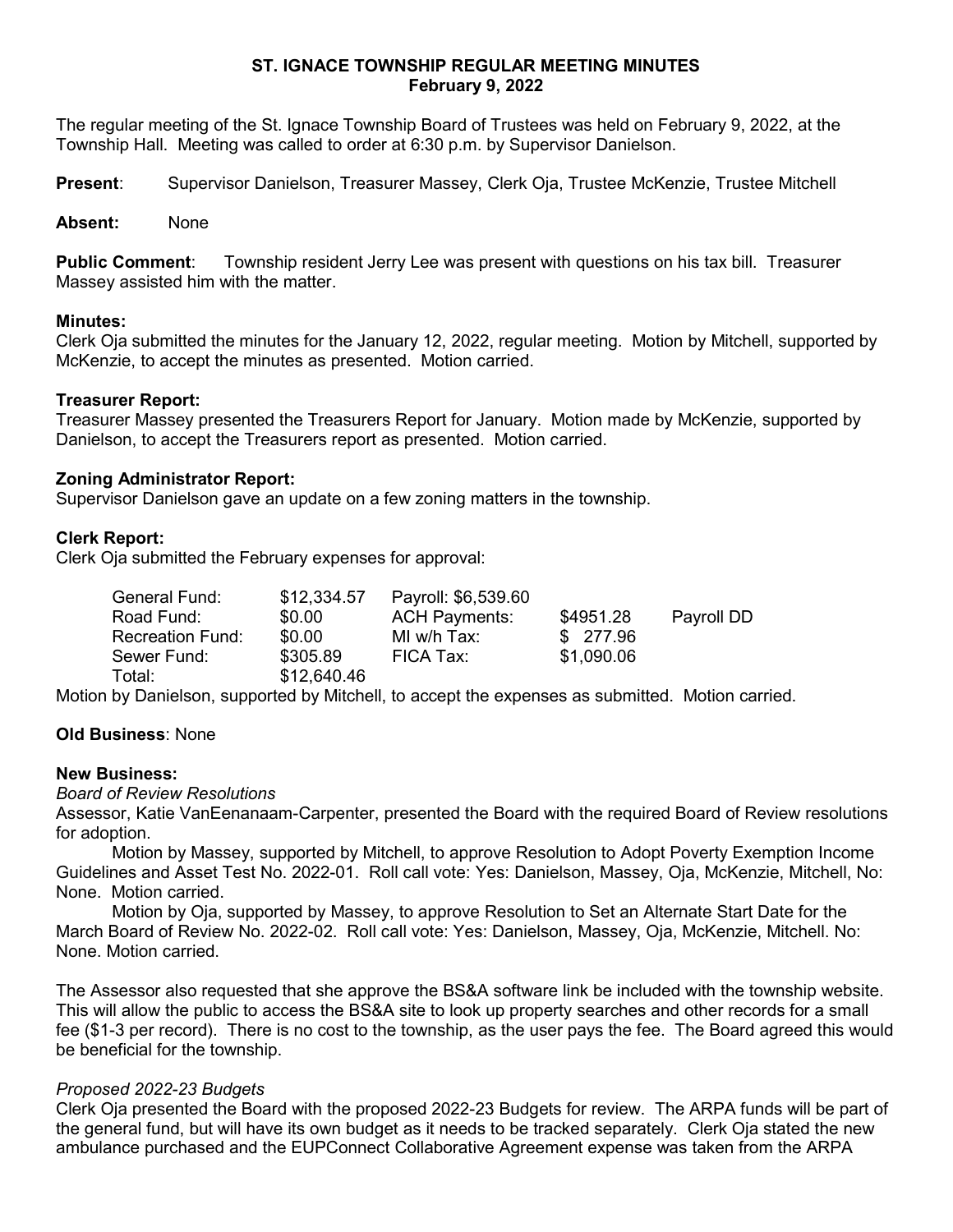# ST. IGNACE TOWNSHIP REGULAR MEETING MINUTES
## February 9, 2022

The regular meeting of the St. Ignace Township Board of Trustees was held on February 9, 2022, at the Township Hall. Meeting was called to order at 6:30 p.m. by Supervisor Danielson.

**Present**: Supervisor Danielson, Treasurer Massey, Clerk Oja, Trustee McKenzie, Trustee Mitchell

**Absent:** None

**Public Comment**: Township resident Jerry Lee was present with questions on his tax bill. Treasurer Massey assisted him with the matter.

**Minutes:**
Clerk Oja submitted the minutes for the January 12, 2022, regular meeting. Motion by Mitchell, supported by McKenzie, to accept the minutes as presented. Motion carried.

**Treasurer Report:**
Treasurer Massey presented the Treasurers Report for January. Motion made by McKenzie, supported by Danielson, to accept the Treasurers report as presented. Motion carried.

**Zoning Administrator Report:**
Supervisor Danielson gave an update on a few zoning matters in the township.

**Clerk Report:**
Clerk Oja submitted the February expenses for approval:

| | | | | |
|---|---|---|---|---|
| General Fund: | $12,334.57 | Payroll: $6,539.60 | | |
| Road Fund: | $0.00 | ACH Payments: | $4951.28 | Payroll DD |
| Recreation Fund: | $0.00 | MI w/h Tax: | $ 277.96 | |
| Sewer Fund: | $305.89 | FICA Tax: | $1,090.06 | |
| Total: | $12,640.46 | | | |

Motion by Danielson, supported by Mitchell, to accept the expenses as submitted. Motion carried.

**Old Business**: None

**New Business:**
*Board of Review Resolutions*
Assessor, Katie VanEenanaam-Carpenter, presented the Board with the required Board of Review resolutions for adoption.

Motion by Massey, supported by Mitchell, to approve Resolution to Adopt Poverty Exemption Income Guidelines and Asset Test No. 2022-01. Roll call vote: Yes: Danielson, Massey, Oja, McKenzie, Mitchell, No: None. Motion carried.

Motion by Oja, supported by Massey, to approve Resolution to Set an Alternate Start Date for the March Board of Review No. 2022-02. Roll call vote: Yes: Danielson, Massey, Oja, McKenzie, Mitchell. No: None. Motion carried.

The Assessor also requested that she approve the BS&A software link be included with the township website. This will allow the public to access the BS&A site to look up property searches and other records for a small fee ($1-3 per record). There is no cost to the township, as the user pays the fee. The Board agreed this would be beneficial for the township.

*Proposed 2022-23 Budgets*
Clerk Oja presented the Board with the proposed 2022-23 Budgets for review. The ARPA funds will be part of the general fund, but will have its own budget as it needs to be tracked separately. Clerk Oja stated the new ambulance purchased and the EUPConnect Collaborative Agreement expense was taken from the ARPA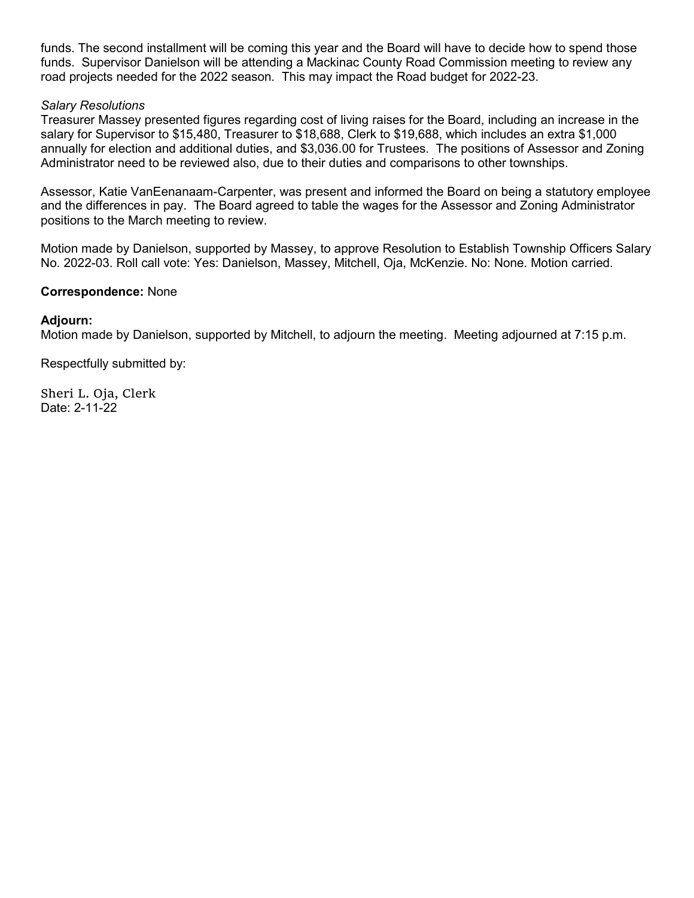funds. The second installment will be coming this year and the Board will have to decide how to spend those funds. Supervisor Danielson will be attending a Mackinac County Road Commission meeting to review any road projects needed for the 2022 season. This may impact the Road budget for 2022-23.

*Salary Resolutions*

Treasurer Massey presented figures regarding cost of living raises for the Board, including an increase in the salary for Supervisor to $15,480, Treasurer to $18,688, Clerk to $19,688, which includes an extra $1,000 annually for election and additional duties, and $3,036.00 for Trustees. The positions of Assessor and Zoning Administrator need to be reviewed also, due to their duties and comparisons to other townships.

Assessor, Katie VanEenanaam-Carpenter, was present and informed the Board on being a statutory employee and the differences in pay. The Board agreed to table the wages for the Assessor and Zoning Administrator positions to the March meeting to review.

Motion made by Danielson, supported by Massey, to approve Resolution to Establish Township Officers Salary No. 2022-03. Roll call vote: Yes: Danielson, Massey, Mitchell, Oja, McKenzie. No: None. Motion carried.

**Correspondence:** None

**Adjourn:**

Motion made by Danielson, supported by Mitchell, to adjourn the meeting. Meeting adjourned at 7:15 p.m.

Respectfully submitted by:

Sheri L. Oja, Clerk
Date: 2-11-22